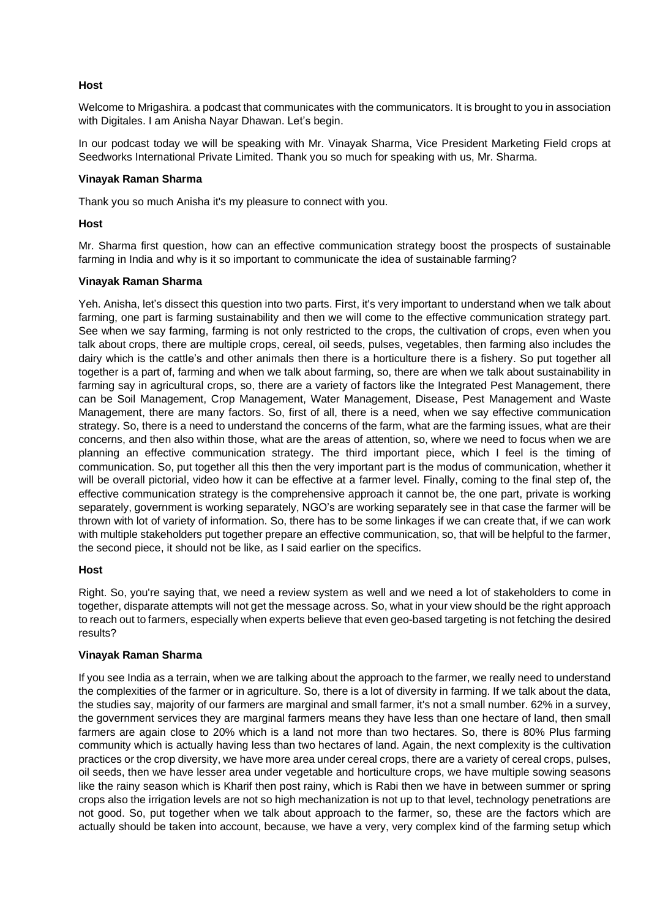**Host**

Welcome to Mrigashira. a podcast that communicates with the communicators. It is brought to you in association with Digitales. I am Anisha Nayar Dhawan. Let's begin.

In our podcast today we will be speaking with Mr. Vinayak Sharma, Vice President Marketing Field crops at Seedworks International Private Limited. Thank you so much for speaking with us, Mr. Sharma.

**Vinayak Raman Sharma**

Thank you so much Anisha it's my pleasure to connect with you.

**Host**

Mr. Sharma first question, how can an effective communication strategy boost the prospects of sustainable farming in India and why is it so important to communicate the idea of sustainable farming?

**Vinayak Raman Sharma**

Yeh. Anisha, let's dissect this question into two parts. First, it's very important to understand when we talk about farming, one part is farming sustainability and then we will come to the effective communication strategy part. See when we say farming, farming is not only restricted to the crops, the cultivation of crops, even when you talk about crops, there are multiple crops, cereal, oil seeds, pulses, vegetables, then farming also includes the dairy which is the cattle's and other animals then there is a horticulture there is a fishery. So put together all together is a part of, farming and when we talk about farming, so, there are when we talk about sustainability in farming say in agricultural crops, so, there are a variety of factors like the Integrated Pest Management, there can be Soil Management, Crop Management, Water Management, Disease, Pest Management and Waste Management, there are many factors. So, first of all, there is a need, when we say effective communication strategy. So, there is a need to understand the concerns of the farm, what are the farming issues, what are their concerns, and then also within those, what are the areas of attention, so, where we need to focus when we are planning an effective communication strategy. The third important piece, which I feel is the timing of communication. So, put together all this then the very important part is the modus of communication, whether it will be overall pictorial, video how it can be effective at a farmer level. Finally, coming to the final step of, the effective communication strategy is the comprehensive approach it cannot be, the one part, private is working separately, government is working separately, NGO's are working separately see in that case the farmer will be thrown with lot of variety of information. So, there has to be some linkages if we can create that, if we can work with multiple stakeholders put together prepare an effective communication, so, that will be helpful to the farmer, the second piece, it should not be like, as I said earlier on the specifics.

**Host**

Right. So, you're saying that, we need a review system as well and we need a lot of stakeholders to come in together, disparate attempts will not get the message across. So, what in your view should be the right approach to reach out to farmers, especially when experts believe that even geo-based targeting is not fetching the desired results?

**Vinayak Raman Sharma**

If you see India as a terrain, when we are talking about the approach to the farmer, we really need to understand the complexities of the farmer or in agriculture. So, there is a lot of diversity in farming. If we talk about the data, the studies say, majority of our farmers are marginal and small farmer, it's not a small number. 62% in a survey, the government services they are marginal farmers means they have less than one hectare of land, then small farmers are again close to 20% which is a land not more than two hectares. So, there is 80% Plus farming community which is actually having less than two hectares of land. Again, the next complexity is the cultivation practices or the crop diversity, we have more area under cereal crops, there are a variety of cereal crops, pulses, oil seeds, then we have lesser area under vegetable and horticulture crops, we have multiple sowing seasons like the rainy season which is Kharif then post rainy, which is Rabi then we have in between summer or spring crops also the irrigation levels are not so high mechanization is not up to that level, technology penetrations are not good. So, put together when we talk about approach to the farmer, so, these are the factors which are actually should be taken into account, because, we have a very, very complex kind of the farming setup which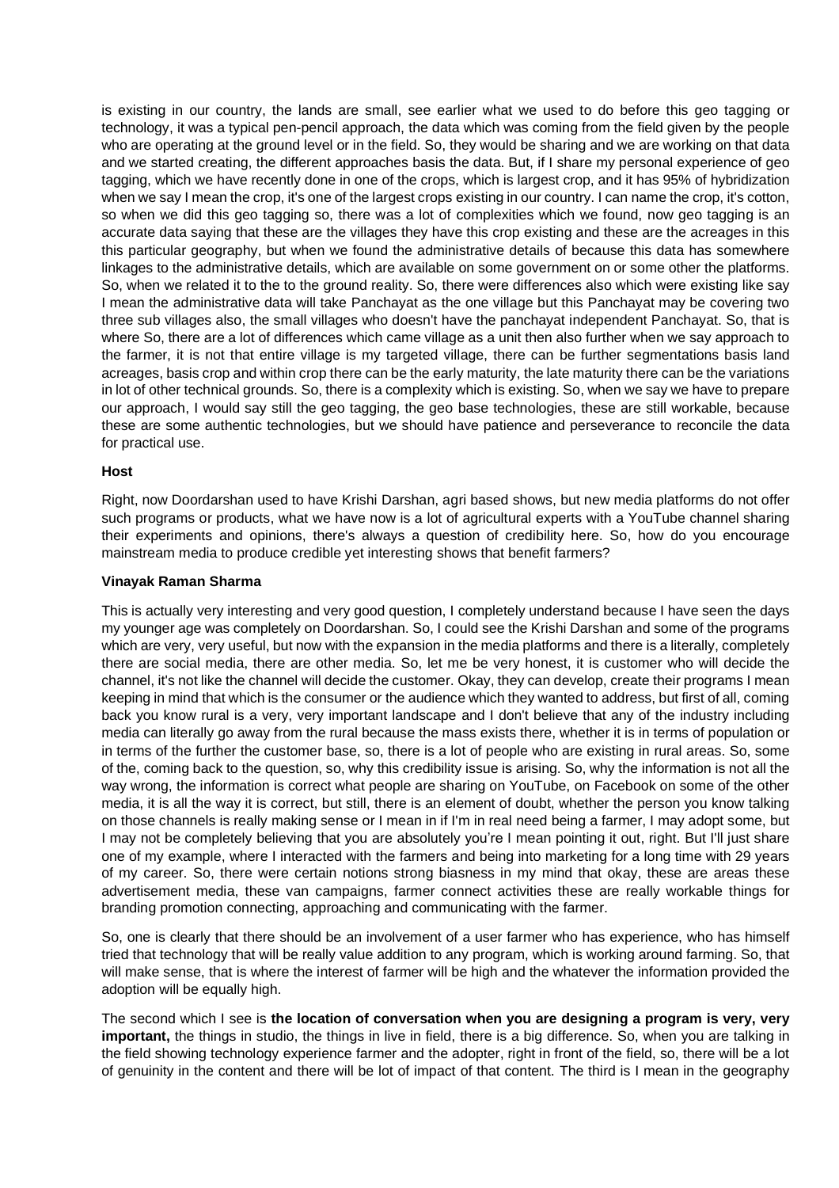is existing in our country, the lands are small, see earlier what we used to do before this geo tagging or technology, it was a typical pen-pencil approach, the data which was coming from the field given by the people who are operating at the ground level or in the field. So, they would be sharing and we are working on that data and we started creating, the different approaches basis the data. But, if I share my personal experience of geo tagging, which we have recently done in one of the crops, which is largest crop, and it has 95% of hybridization when we say I mean the crop, it's one of the largest crops existing in our country. I can name the crop, it's cotton, so when we did this geo tagging so, there was a lot of complexities which we found, now geo tagging is an accurate data saying that these are the villages they have this crop existing and these are the acreages in this this particular geography, but when we found the administrative details of because this data has somewhere linkages to the administrative details, which are available on some government on or some other the platforms. So, when we related it to the to the ground reality. So, there were differences also which were existing like say I mean the administrative data will take Panchayat as the one village but this Panchayat may be covering two three sub villages also, the small villages who doesn't have the panchayat independent Panchayat. So, that is where So, there are a lot of differences which came village as a unit then also further when we say approach to the farmer, it is not that entire village is my targeted village, there can be further segmentations basis land acreages, basis crop and within crop there can be the early maturity, the late maturity there can be the variations in lot of other technical grounds. So, there is a complexity which is existing. So, when we say we have to prepare our approach, I would say still the geo tagging, the geo base technologies, these are still workable, because these are some authentic technologies, but we should have patience and perseverance to reconcile the data for practical use.

**Host**

Right, now Doordarshan used to have Krishi Darshan, agri based shows, but new media platforms do not offer such programs or products, what we have now is a lot of agricultural experts with a YouTube channel sharing their experiments and opinions, there's always a question of credibility here. So, how do you encourage mainstream media to produce credible yet interesting shows that benefit farmers?

**Vinayak Raman Sharma**

This is actually very interesting and very good question, I completely understand because I have seen the days my younger age was completely on Doordarshan. So, I could see the Krishi Darshan and some of the programs which are very, very useful, but now with the expansion in the media platforms and there is a literally, completely there are social media, there are other media. So, let me be very honest, it is customer who will decide the channel, it's not like the channel will decide the customer. Okay, they can develop, create their programs I mean keeping in mind that which is the consumer or the audience which they wanted to address, but first of all, coming back you know rural is a very, very important landscape and I don't believe that any of the industry including media can literally go away from the rural because the mass exists there, whether it is in terms of population or in terms of the further the customer base, so, there is a lot of people who are existing in rural areas. So, some of the, coming back to the question, so, why this credibility issue is arising. So, why the information is not all the way wrong, the information is correct what people are sharing on YouTube, on Facebook on some of the other media, it is all the way it is correct, but still, there is an element of doubt, whether the person you know talking on those channels is really making sense or I mean in if I'm in real need being a farmer, I may adopt some, but I may not be completely believing that you are absolutely you're I mean pointing it out, right. But I'll just share one of my example, where I interacted with the farmers and being into marketing for a long time with 29 years of my career. So, there were certain notions strong biasness in my mind that okay, these are areas these advertisement media, these van campaigns, farmer connect activities these are really workable things for branding promotion connecting, approaching and communicating with the farmer.

So, one is clearly that there should be an involvement of a user farmer who has experience, who has himself tried that technology that will be really value addition to any program, which is working around farming. So, that will make sense, that is where the interest of farmer will be high and the whatever the information provided the adoption will be equally high.

The second which I see is **the location of conversation when you are designing a program is very, very important,** the things in studio, the things in live in field, there is a big difference. So, when you are talking in the field showing technology experience farmer and the adopter, right in front of the field, so, there will be a lot of genuinity in the content and there will be lot of impact of that content. The third is I mean in the geography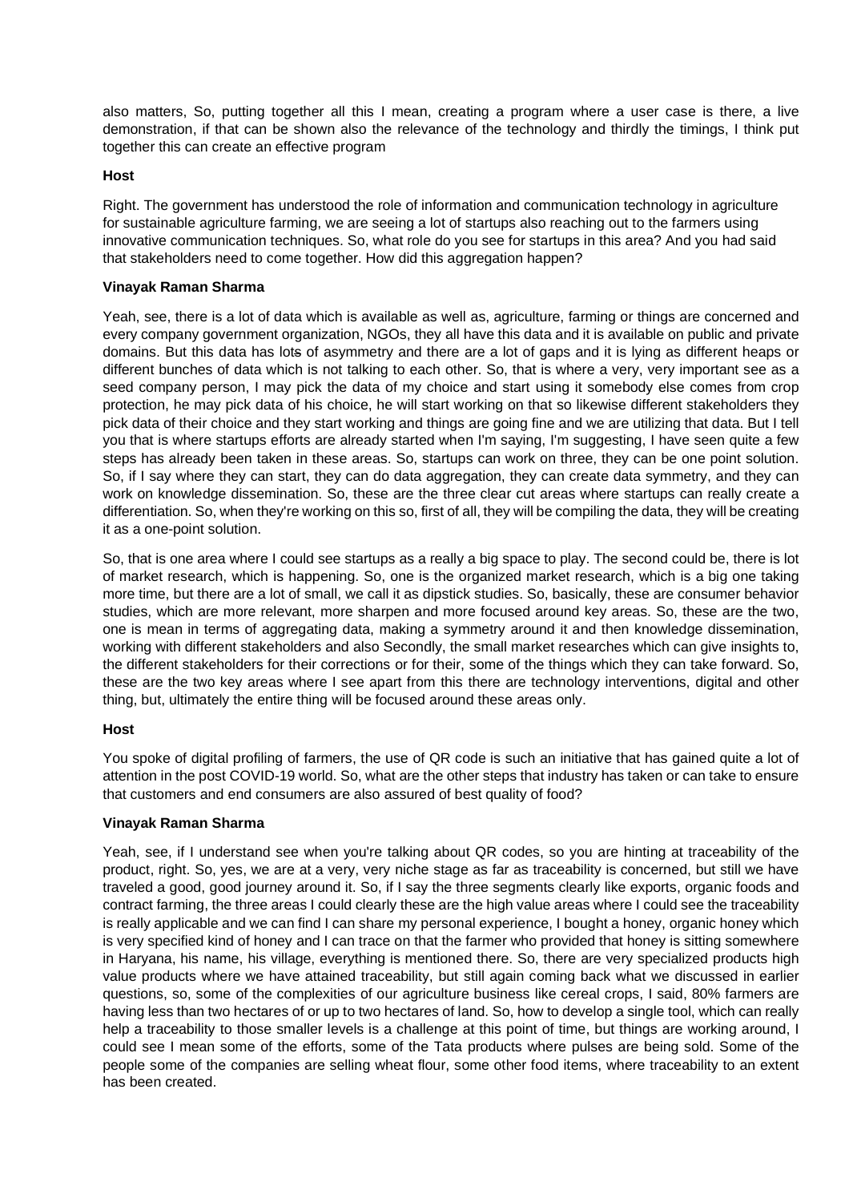also matters, So, putting together all this I mean, creating a program where a user case is there, a live demonstration, if that can be shown also the relevance of the technology and thirdly the timings, I think put together this can create an effective program

**Host**

Right. The government has understood the role of information and communication technology in agriculture for sustainable agriculture farming, we are seeing a lot of startups also reaching out to the farmers using innovative communication techniques. So, what role do you see for startups in this area? And you had said that stakeholders need to come together. How did this aggregation happen?

**Vinayak Raman Sharma**

Yeah, see, there is a lot of data which is available as well as, agriculture, farming or things are concerned and every company government organization, NGOs, they all have this data and it is available on public and private domains. But this data has lots of asymmetry and there are a lot of gaps and it is lying as different heaps or different bunches of data which is not talking to each other. So, that is where a very, very important see as a seed company person, I may pick the data of my choice and start using it somebody else comes from crop protection, he may pick data of his choice, he will start working on that so likewise different stakeholders they pick data of their choice and they start working and things are going fine and we are utilizing that data. But I tell you that is where startups efforts are already started when I'm saying, I'm suggesting, I have seen quite a few steps has already been taken in these areas. So, startups can work on three, they can be one point solution. So, if I say where they can start, they can do data aggregation, they can create data symmetry, and they can work on knowledge dissemination. So, these are the three clear cut areas where startups can really create a differentiation. So, when they're working on this so, first of all, they will be compiling the data, they will be creating it as a one-point solution.

So, that is one area where I could see startups as a really a big space to play. The second could be, there is lot of market research, which is happening. So, one is the organized market research, which is a big one taking more time, but there are a lot of small, we call it as dipstick studies. So, basically, these are consumer behavior studies, which are more relevant, more sharpen and more focused around key areas. So, these are the two, one is mean in terms of aggregating data, making a symmetry around it and then knowledge dissemination, working with different stakeholders and also Secondly, the small market researches which can give insights to, the different stakeholders for their corrections or for their, some of the things which they can take forward. So, these are the two key areas where I see apart from this there are technology interventions, digital and other thing, but, ultimately the entire thing will be focused around these areas only.

**Host**

You spoke of digital profiling of farmers, the use of QR code is such an initiative that has gained quite a lot of attention in the post COVID-19 world. So, what are the other steps that industry has taken or can take to ensure that customers and end consumers are also assured of best quality of food?

**Vinayak Raman Sharma**

Yeah, see, if I understand see when you're talking about QR codes, so you are hinting at traceability of the product, right. So, yes, we are at a very, very niche stage as far as traceability is concerned, but still we have traveled a good, good journey around it. So, if I say the three segments clearly like exports, organic foods and contract farming, the three areas I could clearly these are the high value areas where I could see the traceability is really applicable and we can find I can share my personal experience, I bought a honey, organic honey which is very specified kind of honey and I can trace on that the farmer who provided that honey is sitting somewhere in Haryana, his name, his village, everything is mentioned there. So, there are very specialized products high value products where we have attained traceability, but still again coming back what we discussed in earlier questions, so, some of the complexities of our agriculture business like cereal crops, I said, 80% farmers are having less than two hectares of or up to two hectares of land. So, how to develop a single tool, which can really help a traceability to those smaller levels is a challenge at this point of time, but things are working around, I could see I mean some of the efforts, some of the Tata products where pulses are being sold. Some of the people some of the companies are selling wheat flour, some other food items, where traceability to an extent has been created.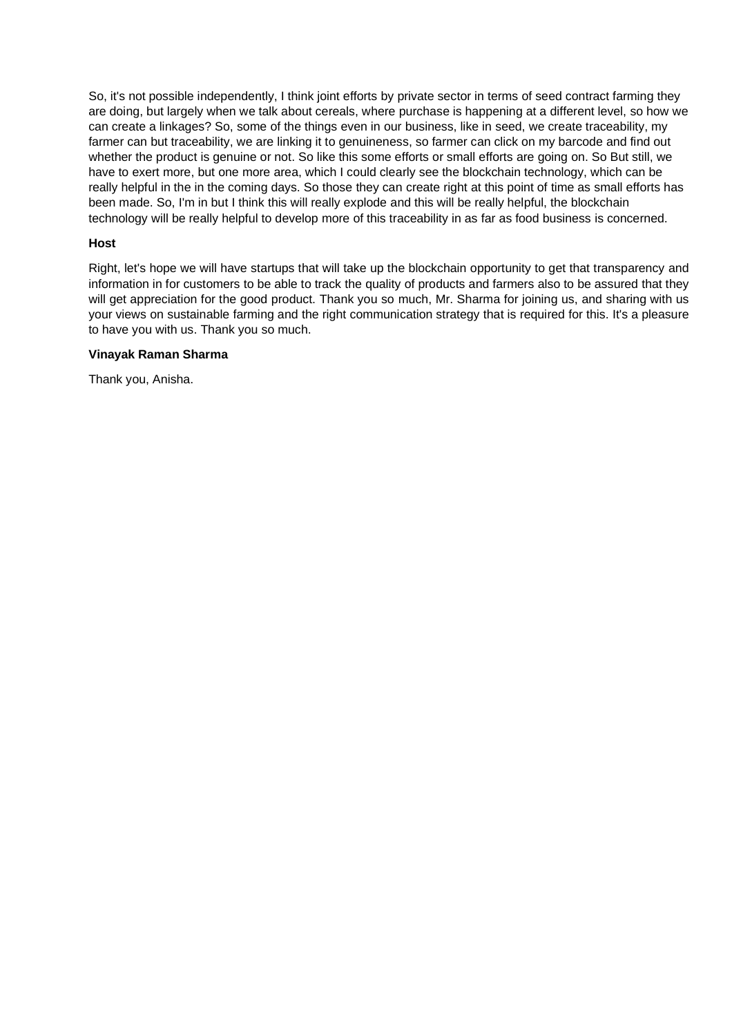So, it's not possible independently, I think joint efforts by private sector in terms of seed contract farming they are doing, but largely when we talk about cereals, where purchase is happening at a different level, so how we can create a linkages? So, some of the things even in our business, like in seed, we create traceability, my farmer can but traceability, we are linking it to genuineness, so farmer can click on my barcode and find out whether the product is genuine or not. So like this some efforts or small efforts are going on. So But still, we have to exert more, but one more area, which I could clearly see the blockchain technology, which can be really helpful in the in the coming days. So those they can create right at this point of time as small efforts has been made. So, I'm in but I think this will really explode and this will be really helpful, the blockchain technology will be really helpful to develop more of this traceability in as far as food business is concerned.

**Host**

Right, let's hope we will have startups that will take up the blockchain opportunity to get that transparency and information in for customers to be able to track the quality of products and farmers also to be assured that they will get appreciation for the good product. Thank you so much, Mr. Sharma for joining us, and sharing with us your views on sustainable farming and the right communication strategy that is required for this. It's a pleasure to have you with us. Thank you so much.

**Vinayak Raman Sharma**

Thank you, Anisha.